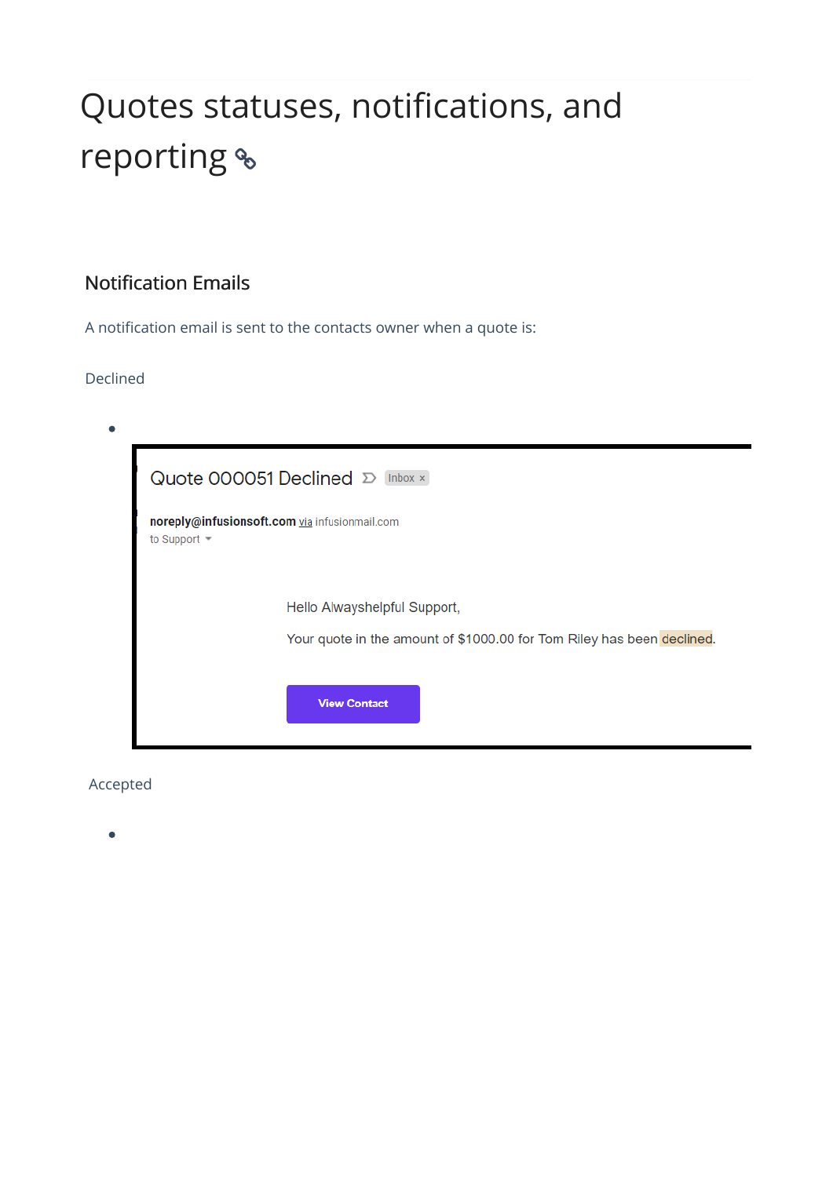# Quotes statuses, notifications, and reporting

## Notification Emails

A notification email is sent to the contacts owner when a quote is:

Declined

- Quote 000051 Declined Inbox ×

  **noreply@infusionsoft.com** via infusionmail.com
  to Support

  Hello Alwayshelpful Support,

  Your quote in the amount of $1000.00 for Tom Riley has been declined.

  View Contact

Accepted

-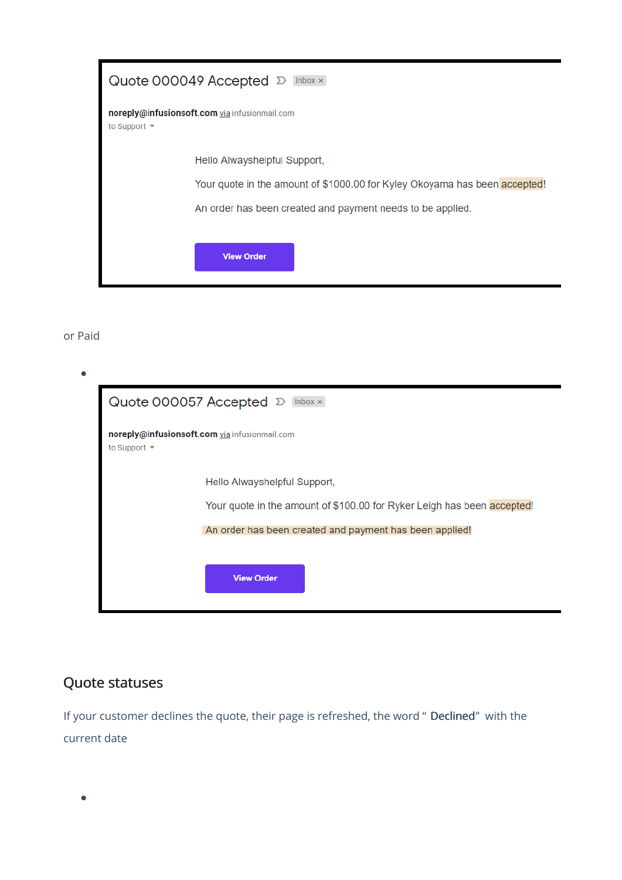Quote 000049 Accepted Inbox ×

**noreply@infusionsoft.com** via infusionmail.com
to Support

Hello Alwayshelpful Support,

Your quote in the amount of $1000.00 for Kyley Okoyama has been accepted!

An order has been created and payment needs to be applied.

View Order

or Paid

- Quote 000057 Accepted Inbox ×

  **noreply@infusionsoft.com** via infusionmail.com
  to Support

  Hello Alwayshelpful Support,

  Your quote in the amount of $100.00 for Ryker Leigh has been accepted!

  An order has been created and payment has been applied!

  View Order

## Quote statuses

If your customer declines the quote, their page is refreshed, the word " **Declined**" with the current date

-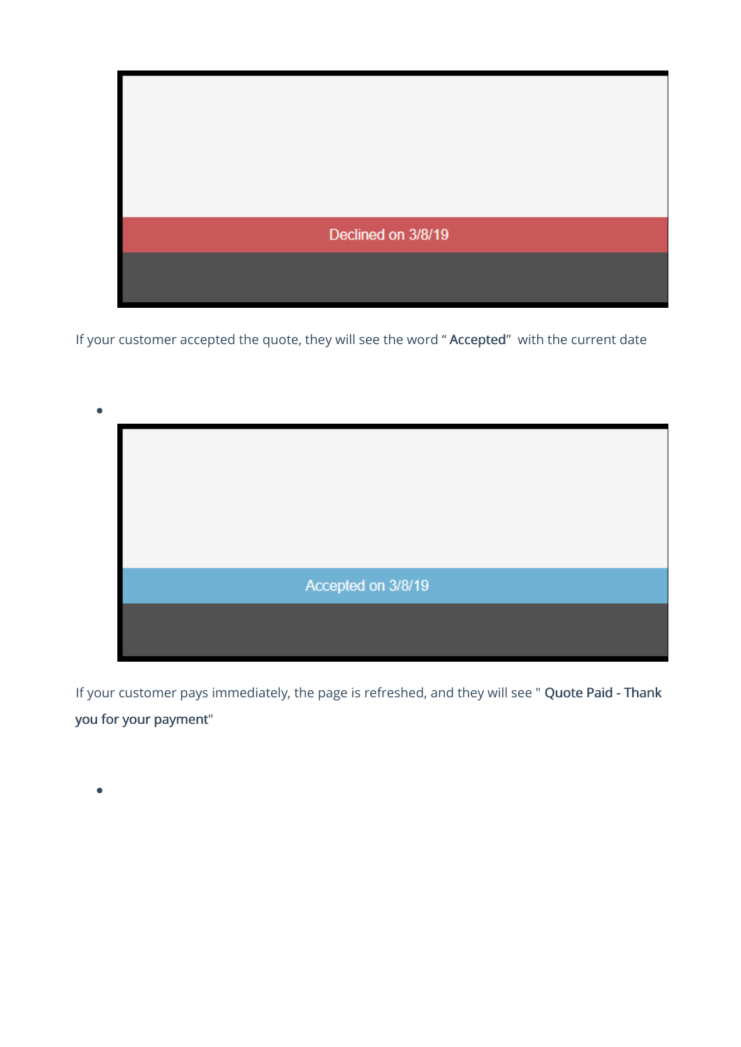Declined on 3/8/19

If your customer accepted the quote, they will see the word " **Accepted**"  with the current date

- 

Accepted on 3/8/19

If your customer pays immediately, the page is refreshed, and they will see " **Quote Paid - Thank you for your payment**"

-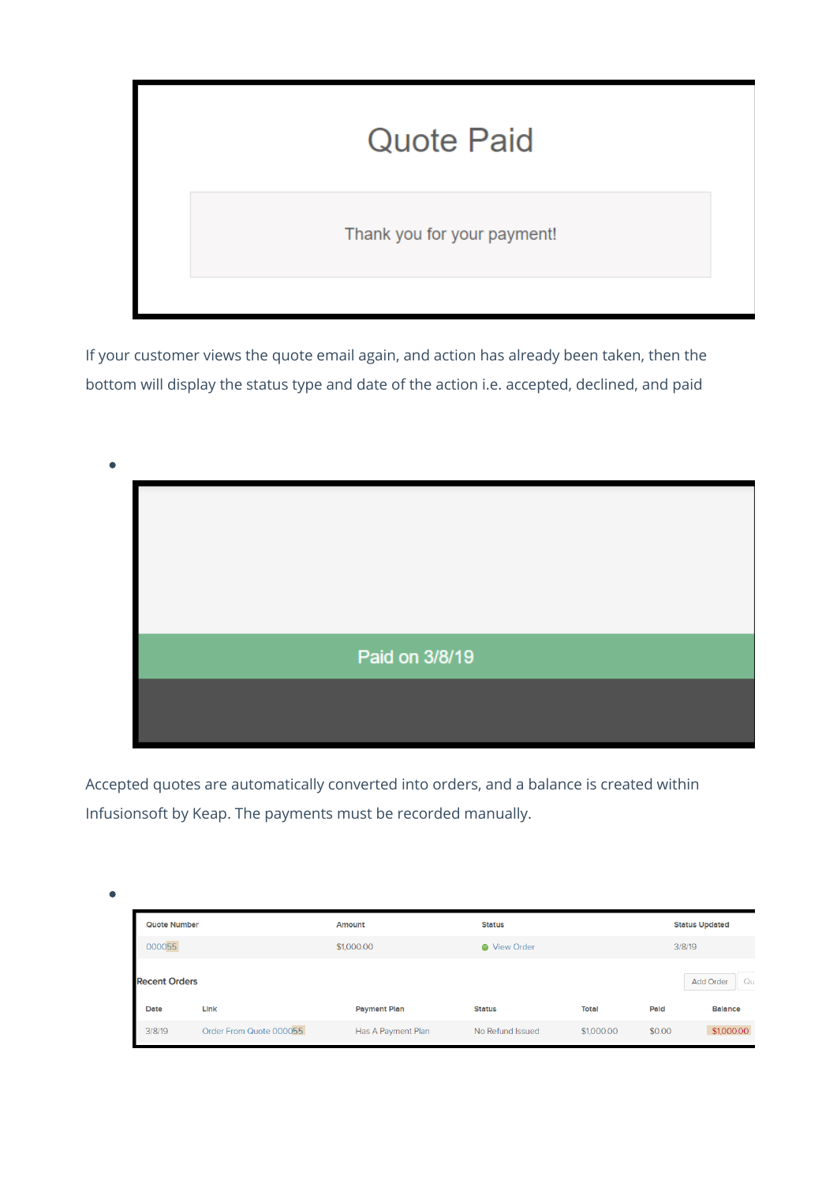Quote Paid

Thank you for your payment!

If your customer views the quote email again, and action has already been taken, then the bottom will display the status type and date of the action i.e. accepted, declined, and paid

- Paid on 3/8/19

Accepted quotes are automatically converted into orders, and a balance is created within Infusionsoft by Keap. The payments must be recorded manually.

- 

| Quote Number | Amount | Status | Status Updated |
|---|---|---|---|
| 000055 | $1,000.00 | View Order | 3/8/19 |

Recent Orders

Add Order

| Date | Link | Payment Plan | Status | Total | Paid | Balance |
|---|---|---|---|---|---|---|
| 3/8/19 | Order From Quote 000055 | Has A Payment Plan | No Refund Issued | $1,000.00 | $0.00 | $1,000.00 |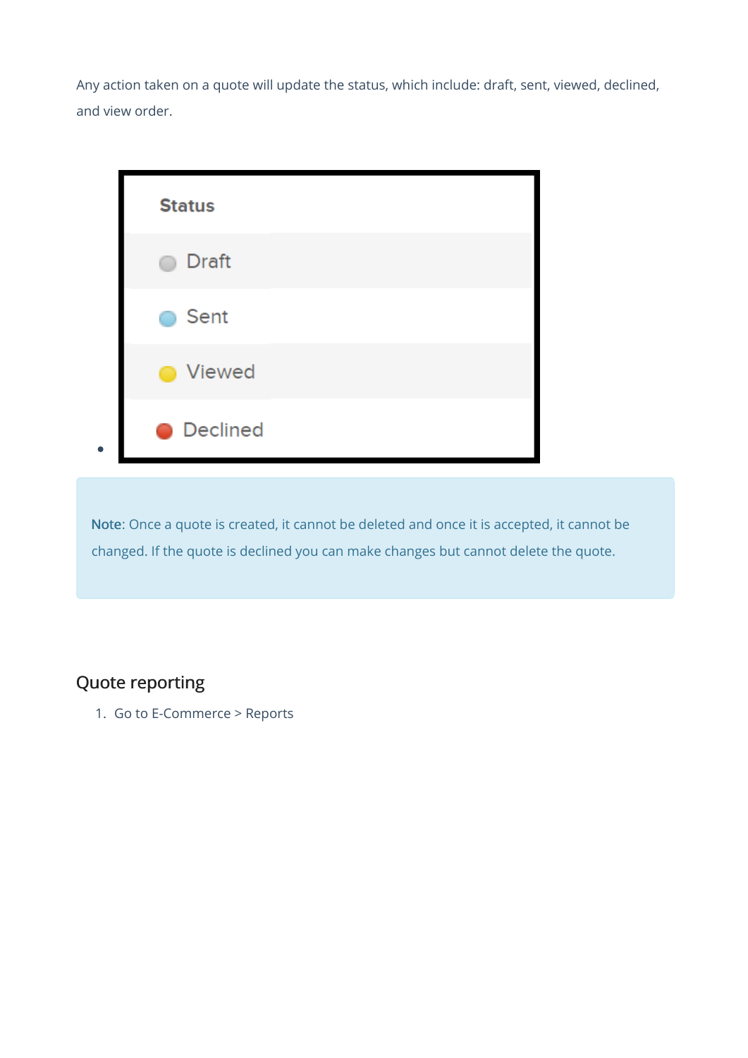Any action taken on a quote will update the status, which include: draft, sent, viewed, declined, and view order.

- | Status |
  | --- |
  | Draft |
  | Sent |
  | Viewed |
  | Declined |

> **Note**: Once a quote is created, it cannot be deleted and once it is accepted, it cannot be changed. If the quote is declined you can make changes but cannot delete the quote.

## Quote reporting

1. Go to E-Commerce > Reports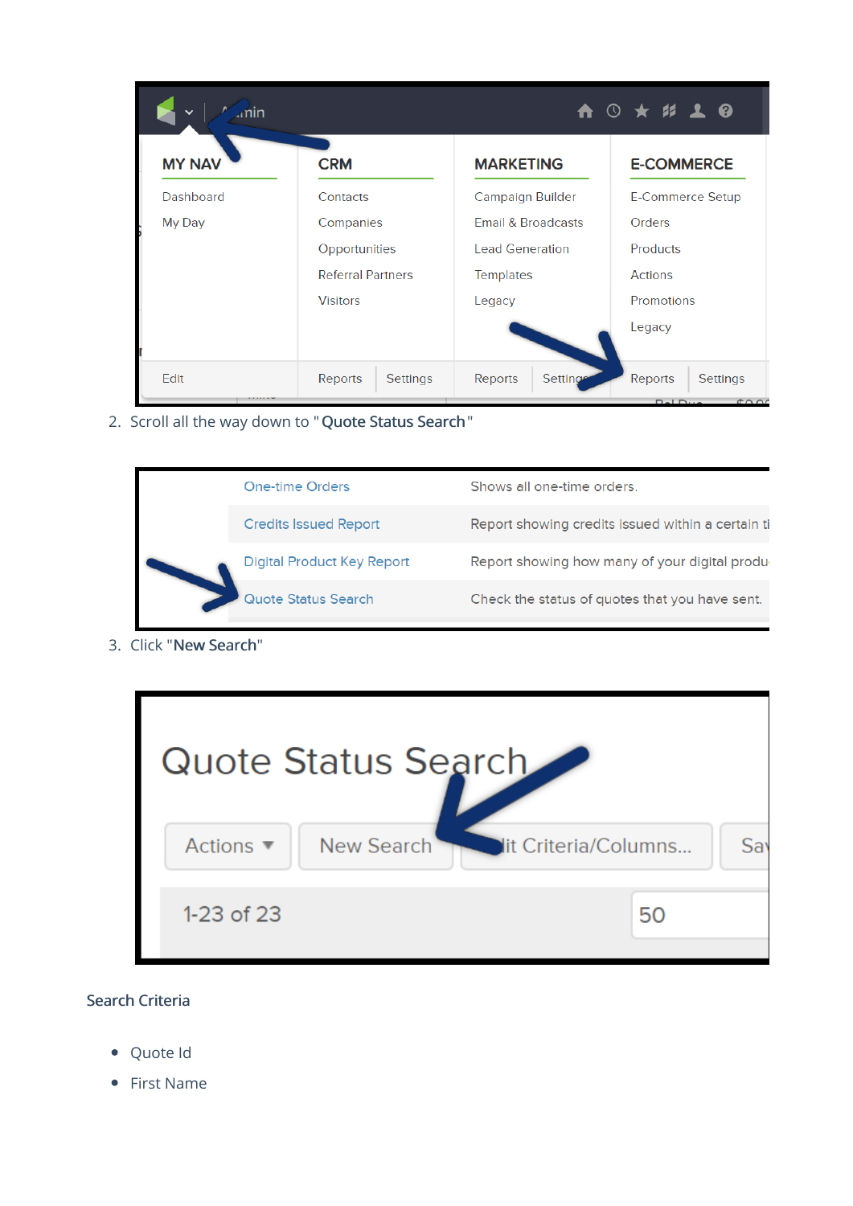2. Scroll all the way down to "**Quote Status Search**"

3. Click "**New Search**"

Search Criteria

- Quote Id
- First Name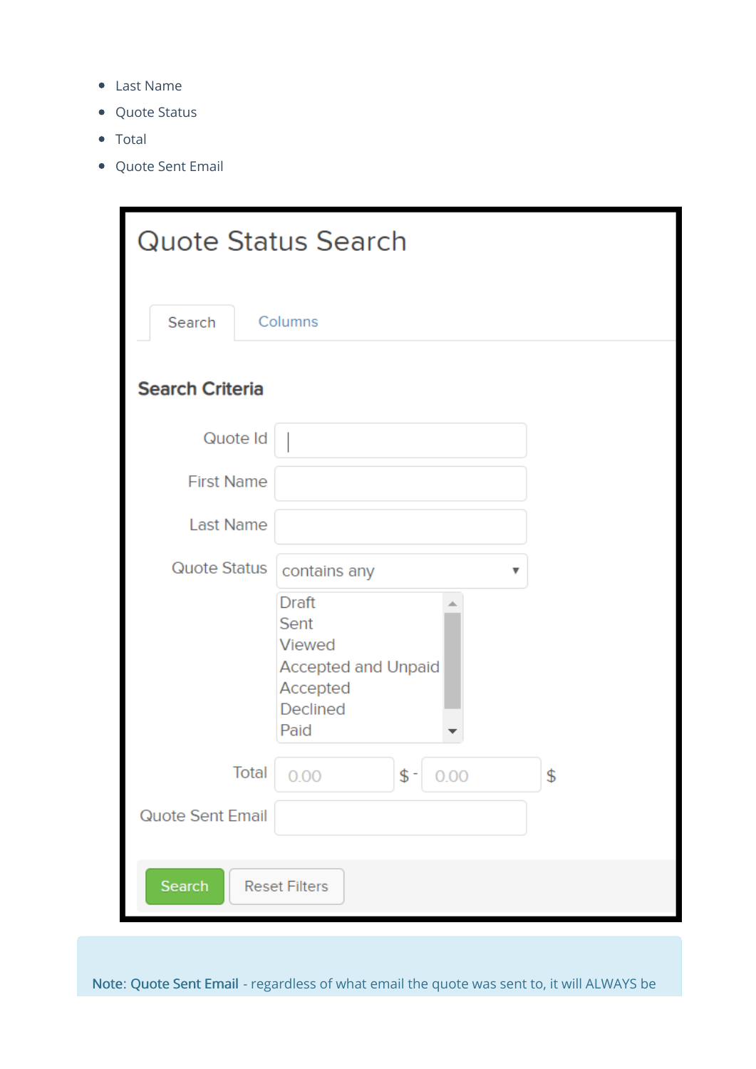- Last Name
- Quote Status
- Total
- Quote Sent Email

Quote Status Search

Search | Columns

**Search Criteria**

Quote Id

First Name

Last Name

Quote Status: contains any

- Draft
- Sent
- Viewed
- Accepted and Unpaid
- Accepted
- Declined
- Paid

Total: 0.00 $ - 0.00 $

Quote Sent Email

Search | Reset Filters

Note: Quote Sent Email - regardless of what email the quote was sent to, it will ALWAYS be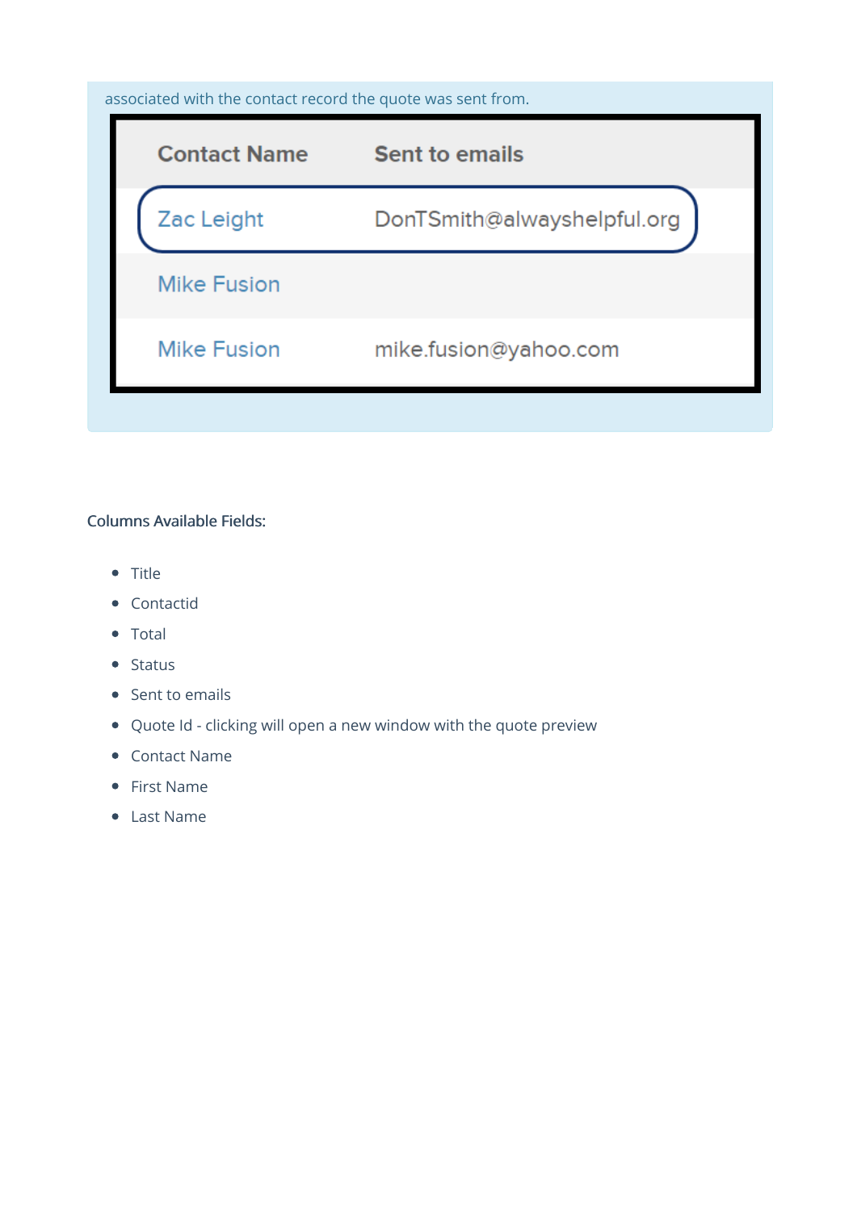associated with the contact record the quote was sent from.

| Contact Name | Sent to emails |
|---|---|
| Zac Leight | DonTSmith@alwayshelpful.org |
| Mike Fusion | |
| Mike Fusion | mike.fusion@yahoo.com |

Columns Available Fields:

- Title
- Contactid
- Total
- Status
- Sent to emails
- Quote Id - clicking will open a new window with the quote preview
- Contact Name
- First Name
- Last Name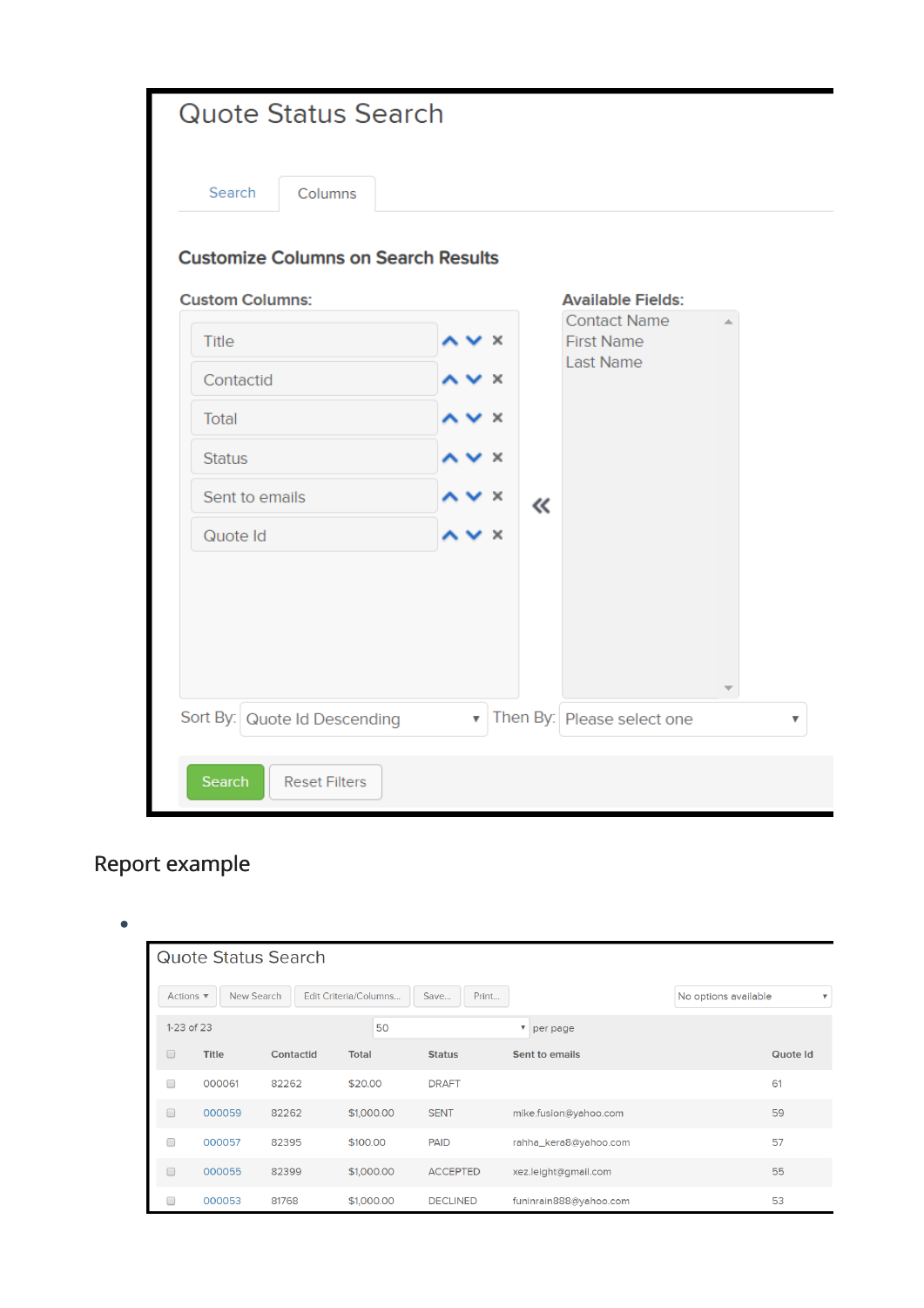# Quote Status Search

Search | Columns

### Customize Columns on Search Results

**Custom Columns:**

- Title
- Contactid
- Total
- Status
- Sent to emails
- Quote Id

**Available Fields:**

- Contact Name
- First Name
- Last Name

Sort By: Quote Id Descending  Then By: Please select one

Search | Reset Filters

## Report example

- 

# Quote Status Search

Actions ▾ | New Search | Edit Criteria/Columns... | Save... | Print... | No options available

1-23 of 23 | 50 per page

| | Title | Contactid | Total | Status | Sent to emails | Quote Id |
|---|---|---|---|---|---|---|
| | 000061 | 82262 | $20.00 | DRAFT | | 61 |
| | 000059 | 82262 | $1,000.00 | SENT | mike.fusion@yahoo.com | 59 |
| | 000057 | 82395 | $100.00 | PAID | rahha_kera8@yahoo.com | 57 |
| | 000055 | 82399 | $1,000.00 | ACCEPTED | xez.leight@gmail.com | 55 |
| | 000053 | 81768 | $1,000.00 | DECLINED | funinrain888@yahoo.com | 53 |